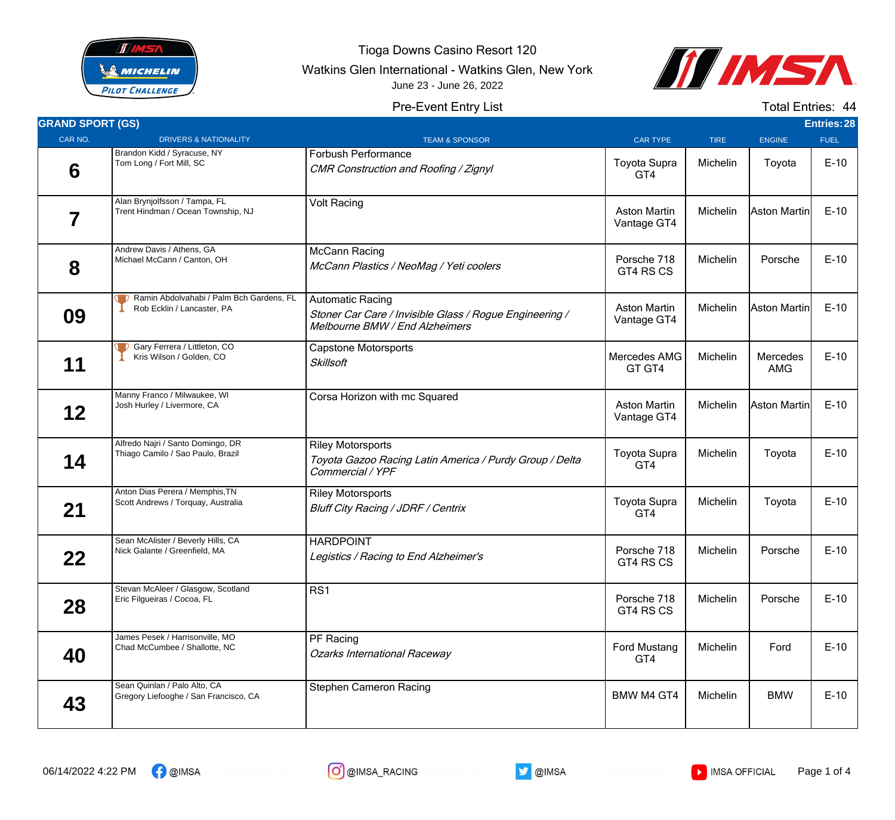# Tioga Downs Casino Resort 120

Watkins Glen International - Watkins Glen, New York

June 23 - June 26, 2022

Pre-Event Entry List

Total Entries: 44

## GRAND SPORT (GS)

Entries: 28

| CAR NO. | DRIVERS & NATIONALITY | TEAM & SPONSOR | CAR TYPE | TIRE | ENGINE | FUEL |
|---|---|---|---|---|---|---|
| 6 | Brandon Kidd / Syracuse, NY<br>Tom Long / Fort Mill, SC | Forbush Performance<br>*CMR Construction and Roofing / Zignyl* | Toyota Supra GT4 | Michelin | Toyota | E-10 |
| 7 | Alan Brynjolfsson / Tampa, FL<br>Trent Hindman / Ocean Township, NJ | Volt Racing | Aston Martin Vantage GT4 | Michelin | Aston Martin | E-10 |
| 8 | Andrew Davis / Athens, GA<br>Michael McCann / Canton, OH | McCann Racing<br>*McCann Plastics / NeoMag / Yeti coolers* | Porsche 718 GT4 RS CS | Michelin | Porsche | E-10 |
| 09 | Ramin Abdolvahabi / Palm Bch Gardens, FL<br>Rob Ecklin / Lancaster, PA | Automatic Racing<br>*Stoner Car Care / Invisible Glass / Rogue Engineering / Melbourne BMW / End Alzheimers* | Aston Martin Vantage GT4 | Michelin | Aston Martin | E-10 |
| 11 | Gary Ferrera / Littleton, CO<br>Kris Wilson / Golden, CO | Capstone Motorsports<br>*Skillsoft* | Mercedes AMG GT GT4 | Michelin | Mercedes AMG | E-10 |
| 12 | Manny Franco / Milwaukee, WI<br>Josh Hurley / Livermore, CA | Corsa Horizon with mc Squared | Aston Martin Vantage GT4 | Michelin | Aston Martin | E-10 |
| 14 | Alfredo Najri / Santo Domingo, DR<br>Thiago Camilo / Sao Paulo, Brazil | Riley Motorsports<br>*Toyota Gazoo Racing Latin America / Purdy Group / Delta Commercial / YPF* | Toyota Supra GT4 | Michelin | Toyota | E-10 |
| 21 | Anton Dias Perera / Memphis,TN<br>Scott Andrews / Torquay, Australia | Riley Motorsports<br>*Bluff City Racing / JDRF / Centrix* | Toyota Supra GT4 | Michelin | Toyota | E-10 |
| 22 | Sean McAlister / Beverly Hills, CA<br>Nick Galante / Greenfield, MA | HARDPOINT<br>*Legistics / Racing to End Alzheimer's* | Porsche 718 GT4 RS CS | Michelin | Porsche | E-10 |
| 28 | Stevan McAleer / Glasgow, Scotland<br>Eric Filgueiras / Cocoa, FL | RS1 | Porsche 718 GT4 RS CS | Michelin | Porsche | E-10 |
| 40 | James Pesek / Harrisonville, MO<br>Chad McCumbee / Shallotte, NC | PF Racing<br>*Ozarks International Raceway* | Ford Mustang GT4 | Michelin | Ford | E-10 |
| 43 | Sean Quinlan / Palo Alto, CA<br>Gregory Liefooghe / San Francisco, CA | Stephen Cameron Racing | BMW M4 GT4 | Michelin | BMW | E-10 |

06/14/2022 4:22 PM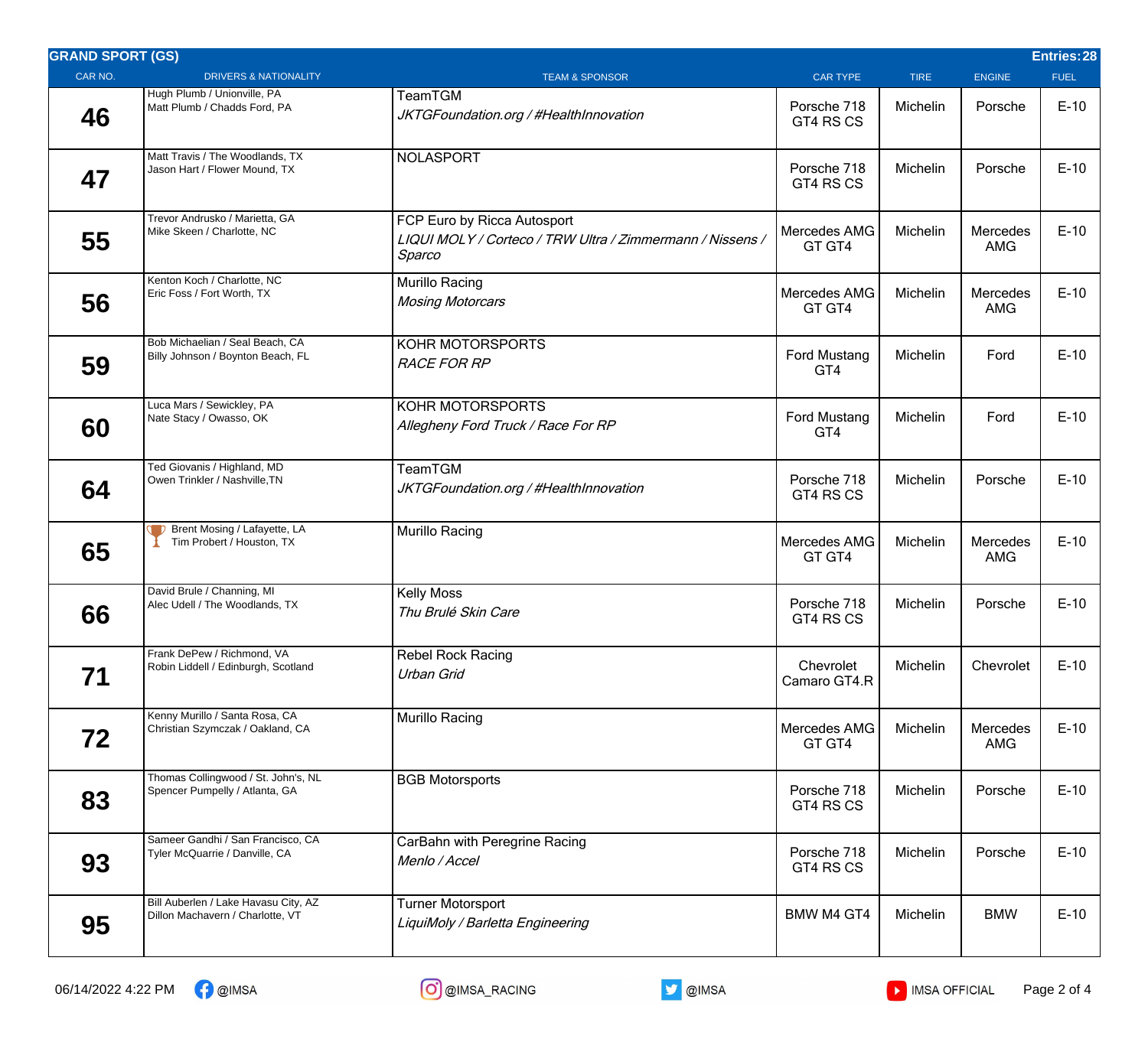## GRAND SPORT (GS)

**Entries: 28**

| CAR NO. | DRIVERS & NATIONALITY | TEAM & SPONSOR | CAR TYPE | TIRE | ENGINE | FUEL |
|---|---|---|---|---|---|---|
| 46 | Hugh Plumb / Unionville, PA<br>Matt Plumb / Chadds Ford, PA | TeamTGM<br>*JKTGFoundation.org / #HealthInnovation* | Porsche 718 GT4 RS CS | Michelin | Porsche | E-10 |
| 47 | Matt Travis / The Woodlands, TX<br>Jason Hart / Flower Mound, TX | NOLASPORT | Porsche 718 GT4 RS CS | Michelin | Porsche | E-10 |
| 55 | Trevor Andrusko / Marietta, GA<br>Mike Skeen / Charlotte, NC | FCP Euro by Ricca Autosport<br>*LIQUI MOLY / Corteco / TRW Ultra / Zimmermann / Nissens / Sparco* | Mercedes AMG GT GT4 | Michelin | Mercedes AMG | E-10 |
| 56 | Kenton Koch / Charlotte, NC<br>Eric Foss / Fort Worth, TX | Murillo Racing<br>*Mosing Motorcars* | Mercedes AMG GT GT4 | Michelin | Mercedes AMG | E-10 |
| 59 | Bob Michaelian / Seal Beach, CA<br>Billy Johnson / Boynton Beach, FL | KOHR MOTORSPORTS<br>*RACE FOR RP* | Ford Mustang GT4 | Michelin | Ford | E-10 |
| 60 | Luca Mars / Sewickley, PA<br>Nate Stacy / Owasso, OK | KOHR MOTORSPORTS<br>*Allegheny Ford Truck / Race For RP* | Ford Mustang GT4 | Michelin | Ford | E-10 |
| 64 | Ted Giovanis / Highland, MD<br>Owen Trinkler / Nashville,TN | TeamTGM<br>*JKTGFoundation.org / #HealthInnovation* | Porsche 718 GT4 RS CS | Michelin | Porsche | E-10 |
| 65 | Brent Mosing / Lafayette, LA<br>Tim Probert / Houston, TX | Murillo Racing | Mercedes AMG GT GT4 | Michelin | Mercedes AMG | E-10 |
| 66 | David Brule / Channing, MI<br>Alec Udell / The Woodlands, TX | Kelly Moss<br>*Thu Brulé Skin Care* | Porsche 718 GT4 RS CS | Michelin | Porsche | E-10 |
| 71 | Frank DePew / Richmond, VA<br>Robin Liddell / Edinburgh, Scotland | Rebel Rock Racing<br>*Urban Grid* | Chevrolet Camaro GT4.R | Michelin | Chevrolet | E-10 |
| 72 | Kenny Murillo / Santa Rosa, CA<br>Christian Szymczak / Oakland, CA | Murillo Racing | Mercedes AMG GT GT4 | Michelin | Mercedes AMG | E-10 |
| 83 | Thomas Collingwood / St. John's, NL<br>Spencer Pumpelly / Atlanta, GA | BGB Motorsports | Porsche 718 GT4 RS CS | Michelin | Porsche | E-10 |
| 93 | Sameer Gandhi / San Francisco, CA<br>Tyler McQuarrie / Danville, CA | CarBahn with Peregrine Racing<br>*Menlo / Accel* | Porsche 718 GT4 RS CS | Michelin | Porsche | E-10 |
| 95 | Bill Auberlen / Lake Havasu City, AZ<br>Dillon Machavern / Charlotte, VT | Turner Motorsport<br>*LiquiMoly / Barletta Engineering* | BMW M4 GT4 | Michelin | BMW | E-10 |

06/14/2022 4:22 PM @IMSA @IMSA_RACING @IMSA IMSA OFFICIAL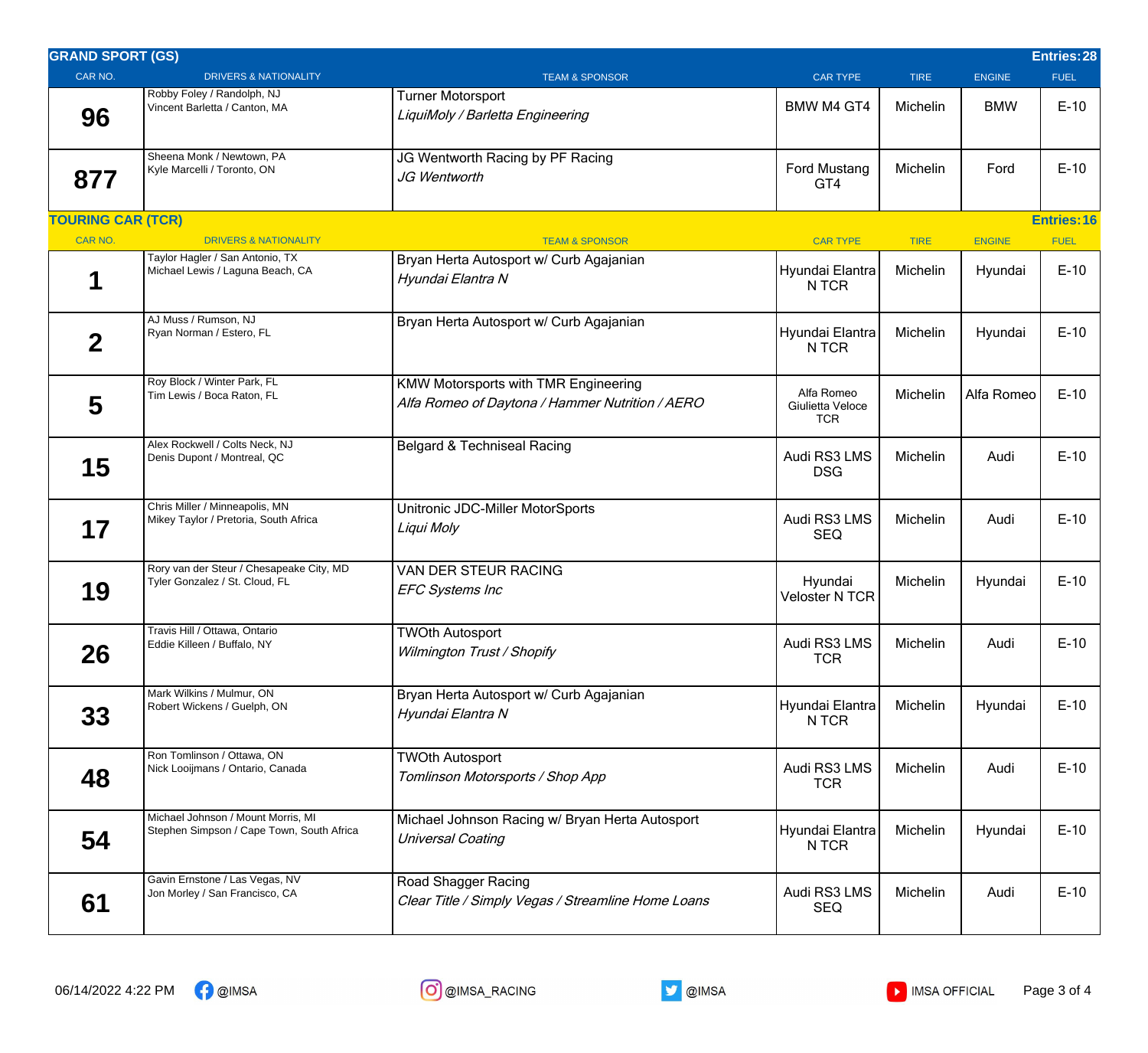## GRAND SPORT (GS)

**Entries: 28**

| CAR NO. | DRIVERS & NATIONALITY | TEAM & SPONSOR | CAR TYPE | TIRE | ENGINE | FUEL |
|---|---|---|---|---|---|---|
| **96** | Robby Foley / Randolph, NJ<br>Vincent Barletta / Canton, MA | Turner Motorsport<br>*LiquiMoly / Barletta Engineering* | BMW M4 GT4 | Michelin | BMW | E-10 |
| **877** | Sheena Monk / Newtown, PA<br>Kyle Marcelli / Toronto, ON | JG Wentworth Racing by PF Racing<br>*JG Wentworth* | Ford Mustang GT4 | Michelin | Ford | E-10 |

## TOURING CAR (TCR)

**Entries: 16**

| CAR NO. | DRIVERS & NATIONALITY | TEAM & SPONSOR | CAR TYPE | TIRE | ENGINE | FUEL |
|---|---|---|---|---|---|---|
| **1** | Taylor Hagler / San Antonio, TX<br>Michael Lewis / Laguna Beach, CA | Bryan Herta Autosport w/ Curb Agajanian<br>*Hyundai Elantra N* | Hyundai Elantra N TCR | Michelin | Hyundai | E-10 |
| **2** | AJ Muss / Rumson, NJ<br>Ryan Norman / Estero, FL | Bryan Herta Autosport w/ Curb Agajanian | Hyundai Elantra N TCR | Michelin | Hyundai | E-10 |
| **5** | Roy Block / Winter Park, FL<br>Tim Lewis / Boca Raton, FL | KMW Motorsports with TMR Engineering<br>*Alfa Romeo of Daytona / Hammer Nutrition / AERO* | Alfa Romeo Giulietta Veloce TCR | Michelin | Alfa Romeo | E-10 |
| **15** | Alex Rockwell / Colts Neck, NJ<br>Denis Dupont / Montreal, QC | Belgard & Techniseal Racing | Audi RS3 LMS DSG | Michelin | Audi | E-10 |
| **17** | Chris Miller / Minneapolis, MN<br>Mikey Taylor / Pretoria, South Africa | Unitronic JDC-Miller MotorSports<br>*Liqui Moly* | Audi RS3 LMS SEQ | Michelin | Audi | E-10 |
| **19** | Rory van der Steur / Chesapeake City, MD<br>Tyler Gonzalez / St. Cloud, FL | VAN DER STEUR RACING<br>*EFC Systems Inc* | Hyundai Veloster N TCR | Michelin | Hyundai | E-10 |
| **26** | Travis Hill / Ottawa, Ontario<br>Eddie Killeen / Buffalo, NY | TWOth Autosport<br>*Wilmington Trust / Shopify* | Audi RS3 LMS TCR | Michelin | Audi | E-10 |
| **33** | Mark Wilkins / Mulmur, ON<br>Robert Wickens / Guelph, ON | Bryan Herta Autosport w/ Curb Agajanian<br>*Hyundai Elantra N* | Hyundai Elantra N TCR | Michelin | Hyundai | E-10 |
| **48** | Ron Tomlinson / Ottawa, ON<br>Nick Looijmans / Ontario, Canada | TWOth Autosport<br>*Tomlinson Motorsports / Shop App* | Audi RS3 LMS TCR | Michelin | Audi | E-10 |
| **54** | Michael Johnson / Mount Morris, MI<br>Stephen Simpson / Cape Town, South Africa | Michael Johnson Racing w/ Bryan Herta Autosport<br>*Universal Coating* | Hyundai Elantra N TCR | Michelin | Hyundai | E-10 |
| **61** | Gavin Ernstone / Las Vegas, NV<br>Jon Morley / San Francisco, CA | Road Shagger Racing<br>*Clear Title / Simply Vegas / Streamline Home Loans* | Audi RS3 LMS SEQ | Michelin | Audi | E-10 |

06/14/2022 4:22 PM &nbsp;&nbsp; @IMSA &nbsp;&nbsp; @IMSA_RACING &nbsp;&nbsp; @IMSA &nbsp;&nbsp; IMSA OFFICIAL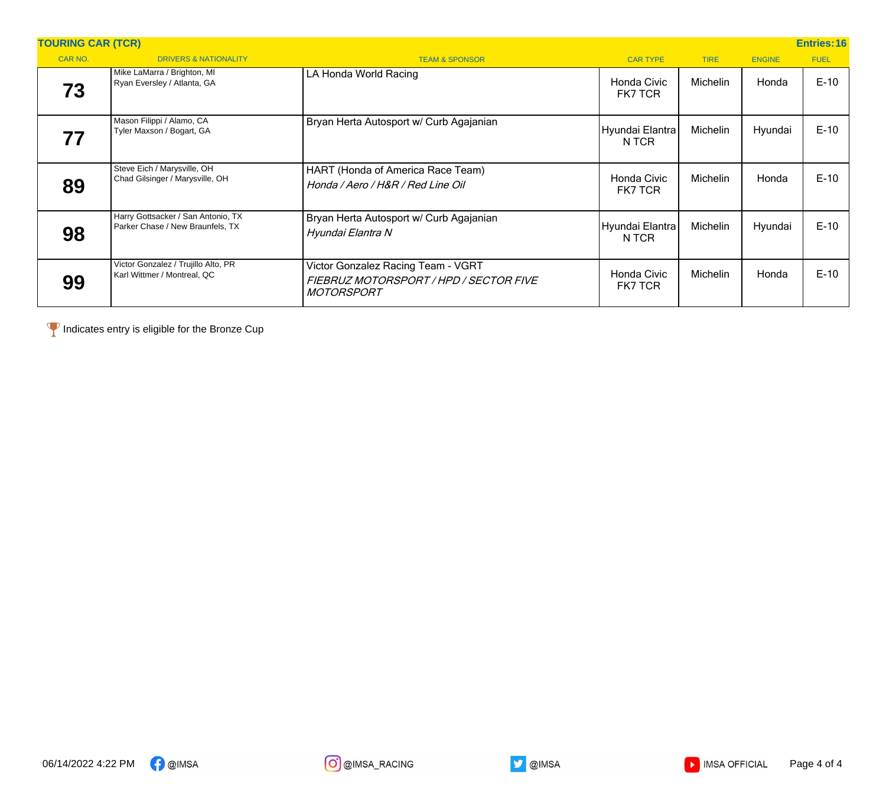## TOURING CAR (TCR)

**Entries: 16**

| CAR NO. | DRIVERS & NATIONALITY | TEAM & SPONSOR | CAR TYPE | TIRE | ENGINE | FUEL |
|---|---|---|---|---|---|---|
| **73** | Mike LaMarra / Brighton, MI<br>Ryan Eversley / Atlanta, GA | LA Honda World Racing | Honda Civic FK7 TCR | Michelin | Honda | E-10 |
| **77** | Mason Filippi / Alamo, CA<br>Tyler Maxson / Bogart, GA | Bryan Herta Autosport w/ Curb Agajanian | Hyundai Elantra N TCR | Michelin | Hyundai | E-10 |
| **89** | Steve Eich / Marysville, OH<br>Chad Gilsinger / Marysville, OH | HART (Honda of America Race Team)<br>*Honda / Aero / H&R / Red Line Oil* | Honda Civic FK7 TCR | Michelin | Honda | E-10 |
| **98** | Harry Gottsacker / San Antonio, TX<br>Parker Chase / New Braunfels, TX | Bryan Herta Autosport w/ Curb Agajanian<br>*Hyundai Elantra N* | Hyundai Elantra N TCR | Michelin | Hyundai | E-10 |
| **99** | Victor Gonzalez / Trujillo Alto, PR<br>Karl Wittmer / Montreal, QC | Victor Gonzalez Racing Team - VGRT<br>*FIEBRUZ MOTORSPORT / HPD / SECTOR FIVE MOTORSPORT* | Honda Civic FK7 TCR | Michelin | Honda | E-10 |

🏆 Indicates entry is eligible for the Bronze Cup

06/14/2022 4:22 PM @IMSA @IMSA_RACING @IMSA IMSA OFFICIAL